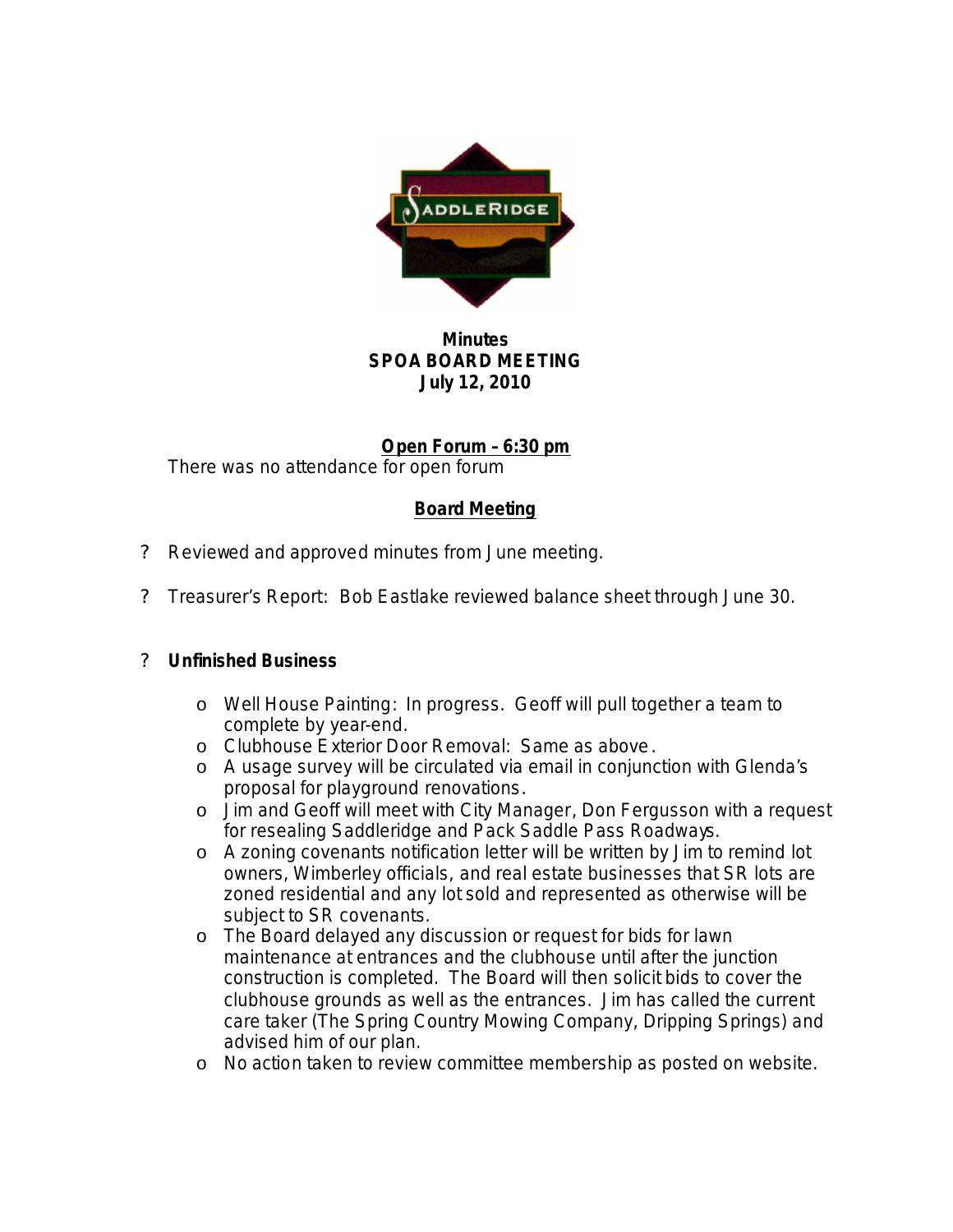**Minutes**
**SPOA BOARD MEETING**
**July 12, 2010**

## Open Forum – 6:30 pm

There was no attendance for open forum

## Board Meeting

- Reviewed and approved minutes from June meeting.
- Treasurer's Report: Bob Eastlake reviewed balance sheet through June 30.
- **Unfinished Business**
  - Well House Painting: In progress. Geoff will pull together a team to complete by year-end.
  - Clubhouse Exterior Door Removal: Same as above.
  - A usage survey will be circulated via email in conjunction with Glenda's proposal for playground renovations.
  - Jim and Geoff will meet with City Manager, Don Fergusson with a request for resealing Saddleridge and Pack Saddle Pass Roadways.
  - A zoning covenants notification letter will be written by Jim to remind lot owners, Wimberley officials, and real estate businesses that SR lots are zoned residential and any lot sold and represented as otherwise will be subject to SR covenants.
  - The Board delayed any discussion or request for bids for lawn maintenance at entrances and the clubhouse until after the junction construction is completed. The Board will then solicit bids to cover the clubhouse grounds as well as the entrances. Jim has called the current care taker (The Spring Country Mowing Company, Dripping Springs) and advised him of our plan.
  - No action taken to review committee membership as posted on website.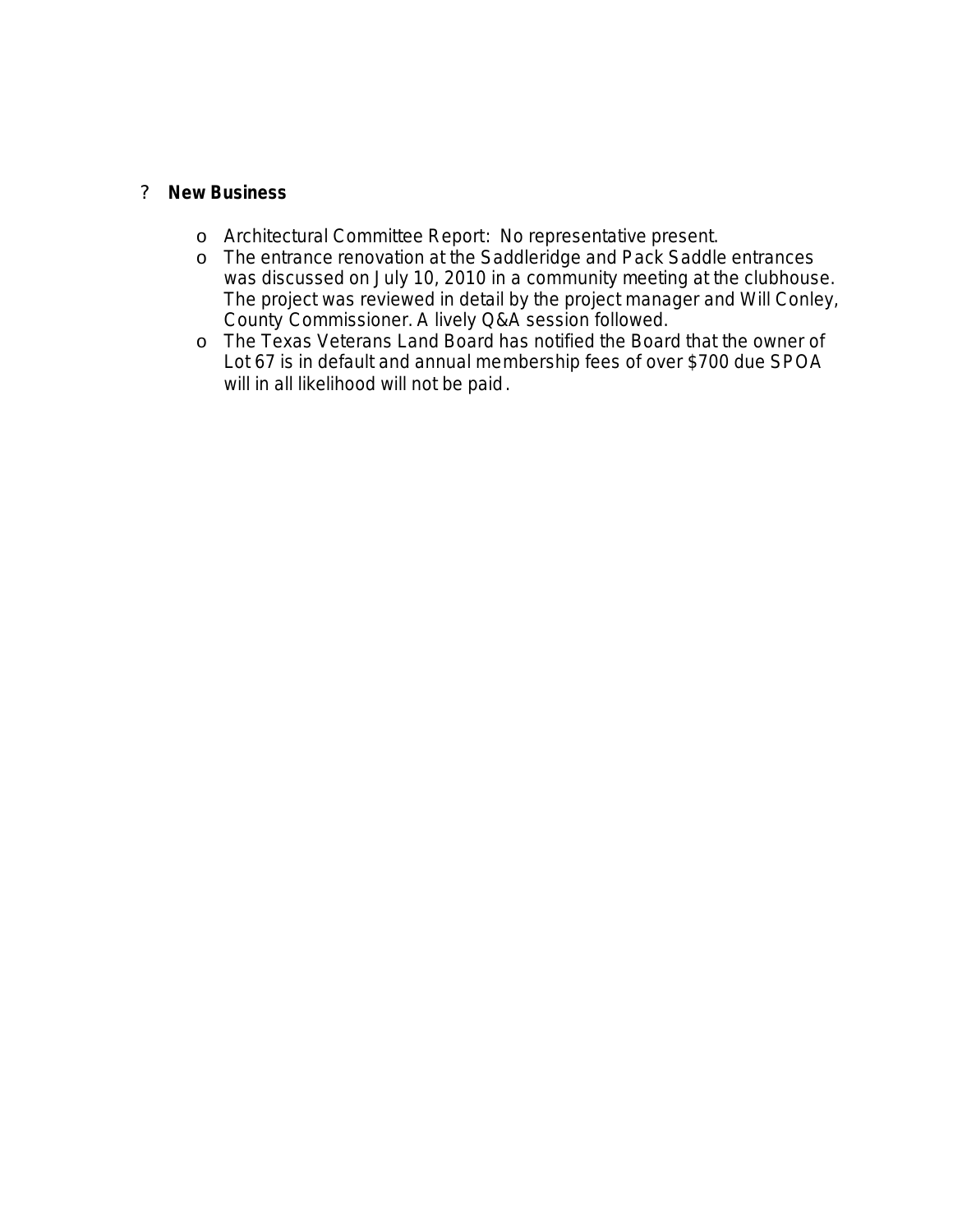- **New Business**

  - Architectural Committee Report: No representative present.
  - The entrance renovation at the Saddleridge and Pack Saddle entrances was discussed on July 10, 2010 in a community meeting at the clubhouse. The project was reviewed in detail by the project manager and Will Conley, County Commissioner. A lively Q&A session followed.
  - The Texas Veterans Land Board has notified the Board that the owner of Lot 67 is in default and annual membership fees of over $700 due SPOA will in all likelihood will not be paid.